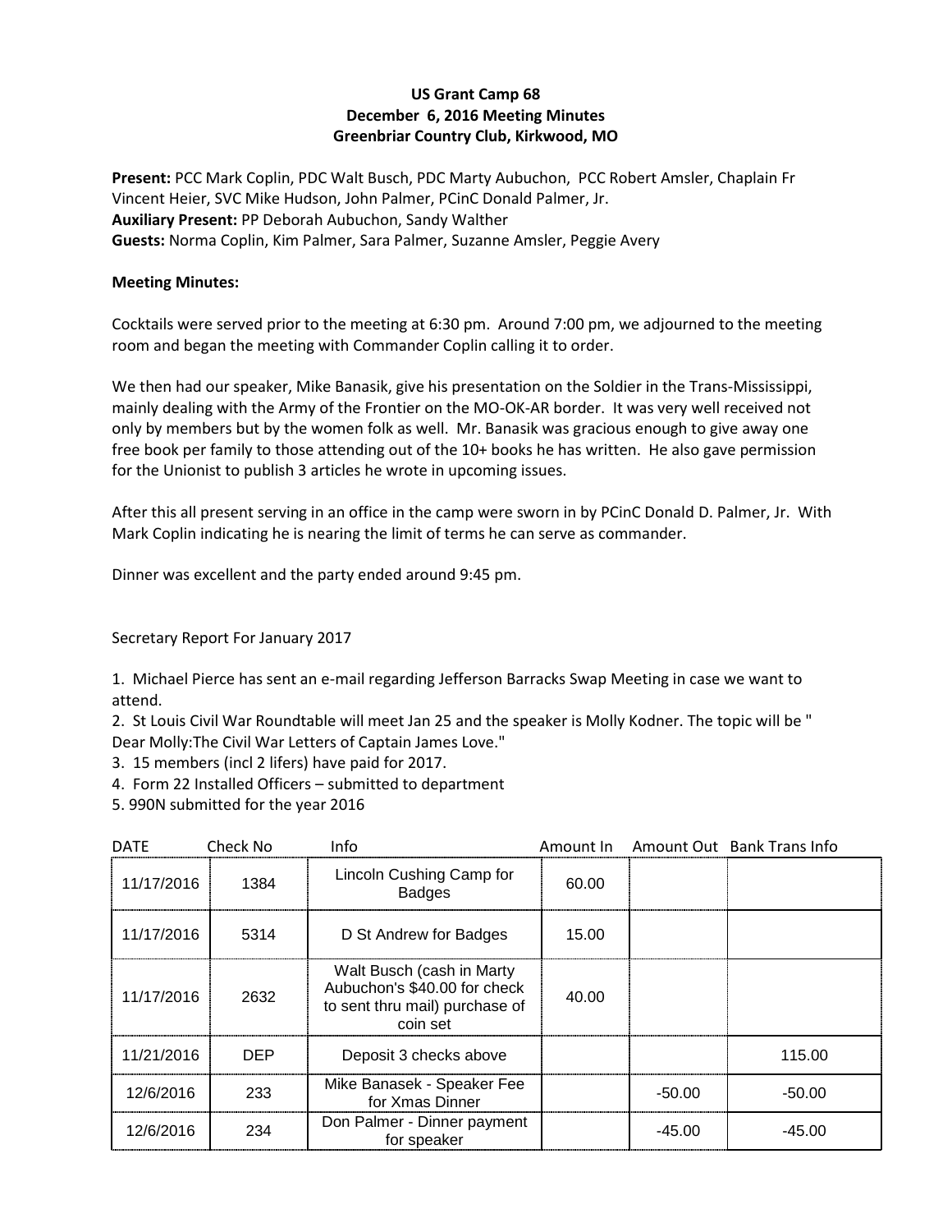**US Grant Camp 68**
**December 6, 2016 Meeting Minutes**
**Greenbriar Country Club, Kirkwood, MO**

**Present:** PCC Mark Coplin, PDC Walt Busch, PDC Marty Aubuchon, PCC Robert Amsler, Chaplain Fr Vincent Heier, SVC Mike Hudson, John Palmer, PCinC Donald Palmer, Jr.
**Auxiliary Present:** PP Deborah Aubuchon, Sandy Walther
**Guests:** Norma Coplin, Kim Palmer, Sara Palmer, Suzanne Amsler, Peggie Avery

**Meeting Minutes:**

Cocktails were served prior to the meeting at 6:30 pm. Around 7:00 pm, we adjourned to the meeting room and began the meeting with Commander Coplin calling it to order.

We then had our speaker, Mike Banasik, give his presentation on the Soldier in the Trans-Mississippi, mainly dealing with the Army of the Frontier on the MO-OK-AR border. It was very well received not only by members but by the women folk as well. Mr. Banasik was gracious enough to give away one free book per family to those attending out of the 10+ books he has written. He also gave permission for the Unionist to publish 3 articles he wrote in upcoming issues.

After this all present serving in an office in the camp were sworn in by PCinC Donald D. Palmer, Jr. With Mark Coplin indicating he is nearing the limit of terms he can serve as commander.

Dinner was excellent and the party ended around 9:45 pm.

Secretary Report For January 2017

1. Michael Pierce has sent an e-mail regarding Jefferson Barracks Swap Meeting in case we want to attend.
2. St Louis Civil War Roundtable will meet Jan 25 and the speaker is Molly Kodner. The topic will be " Dear Molly:The Civil War Letters of Captain James Love."
3. 15 members (incl 2 lifers) have paid for 2017.
4. Form 22 Installed Officers – submitted to department
5. 990N submitted for the year 2016

| DATE | Check No | Info | Amount In | Amount Out | Bank Trans Info |
|---|---|---|---|---|---|
| 11/17/2016 | 1384 | Lincoln Cushing Camp for Badges | 60.00 | | |
| 11/17/2016 | 5314 | D St Andrew for Badges | 15.00 | | |
| 11/17/2016 | 2632 | Walt Busch (cash in Marty Aubuchon's $40.00 for check to sent thru mail) purchase of coin set | 40.00 | | |
| 11/21/2016 | DEP | Deposit 3 checks above | | | 115.00 |
| 12/6/2016 | 233 | Mike Banasek - Speaker Fee for Xmas Dinner | | -50.00 | -50.00 |
| 12/6/2016 | 234 | Don Palmer - Dinner payment for speaker | | -45.00 | -45.00 |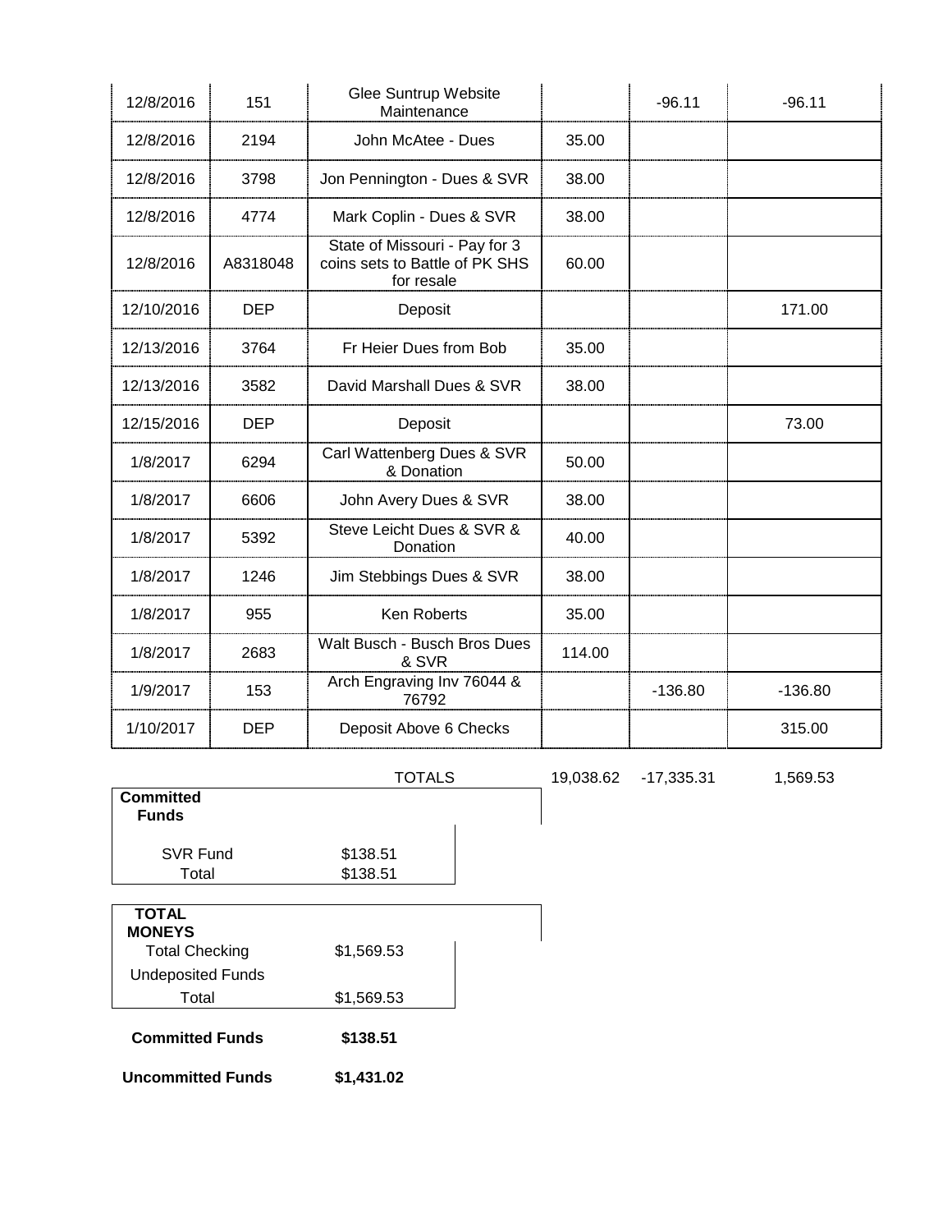| | | | | | |
|---|---|---|---|---|---|
| 12/8/2016 | 151 | Glee Suntrup Website Maintenance | | -96.11 | -96.11 |
| 12/8/2016 | 2194 | John McAtee - Dues | 35.00 | | |
| 12/8/2016 | 3798 | Jon Pennington - Dues & SVR | 38.00 | | |
| 12/8/2016 | 4774 | Mark Coplin - Dues & SVR | 38.00 | | |
| 12/8/2016 | A8318048 | State of Missouri - Pay for 3 coins sets to Battle of PK SHS for resale | 60.00 | | |
| 12/10/2016 | DEP | Deposit | | | 171.00 |
| 12/13/2016 | 3764 | Fr Heier Dues from Bob | 35.00 | | |
| 12/13/2016 | 3582 | David Marshall Dues & SVR | 38.00 | | |
| 12/15/2016 | DEP | Deposit | | | 73.00 |
| 1/8/2017 | 6294 | Carl Wattenberg Dues & SVR & Donation | 50.00 | | |
| 1/8/2017 | 6606 | John Avery Dues & SVR | 38.00 | | |
| 1/8/2017 | 5392 | Steve Leicht Dues & SVR & Donation | 40.00 | | |
| 1/8/2017 | 1246 | Jim Stebbings Dues & SVR | 38.00 | | |
| 1/8/2017 | 955 | Ken Roberts | 35.00 | | |
| 1/8/2017 | 2683 | Walt Busch - Busch Bros Dues & SVR | 114.00 | | |
| 1/9/2017 | 153 | Arch Engraving Inv 76044 & 76792 | | -136.80 | -136.80 |
| 1/10/2017 | DEP | Deposit Above 6 Checks | | | 315.00 |
| | | TOTALS | 19,038.62 | -17,335.31 | 1,569.53 |

**Committed Funds**

| | |
|---|---|
| SVR Fund | $138.51 |
| Total | $138.51 |

**TOTAL MONEYS**

| | |
|---|---|
| Total Checking | $1,569.53 |
| Undeposited Funds | |
| Total | $1,569.53 |

**Committed Funds** **$138.51**

**Uncommitted Funds** **$1,431.02**